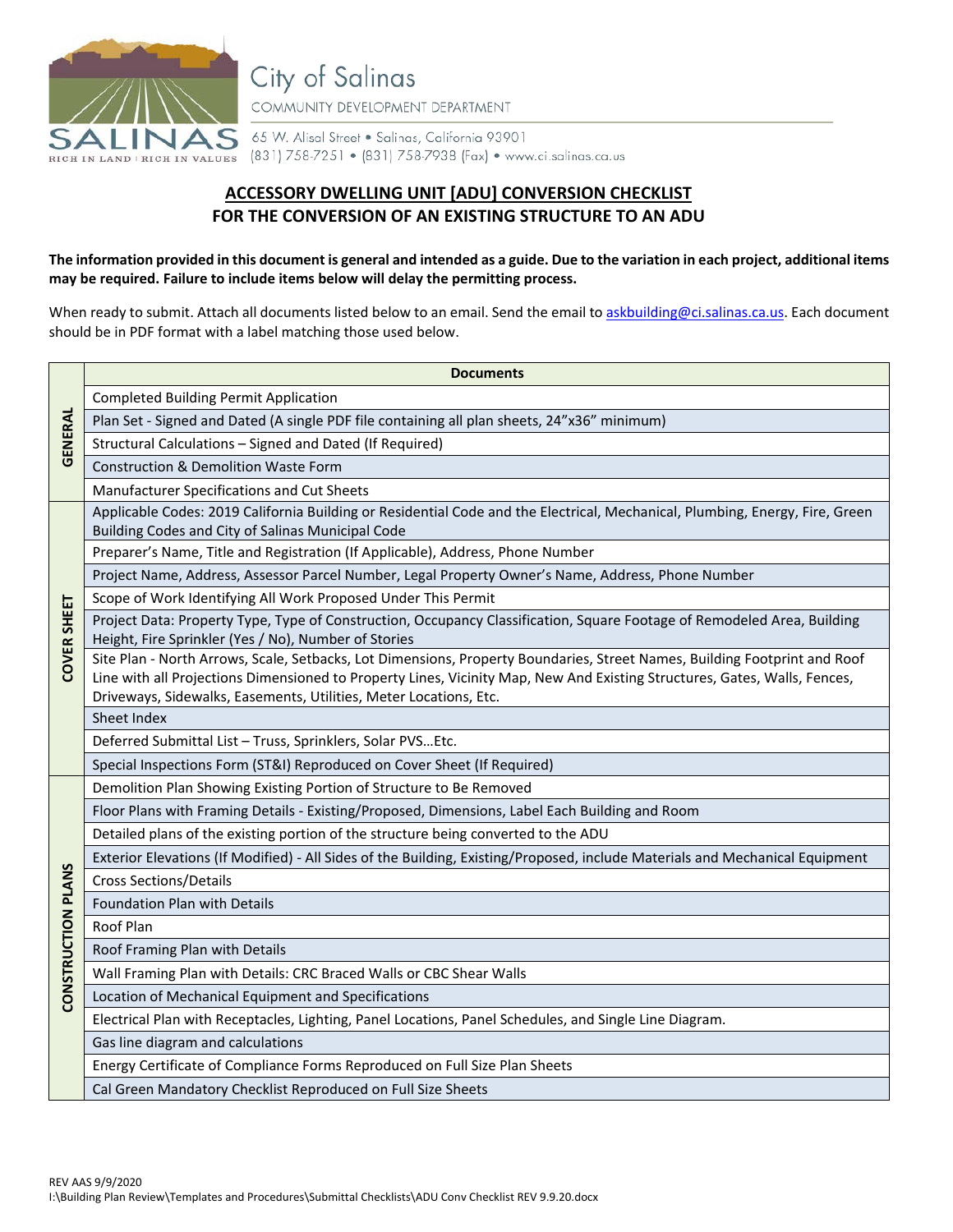City of Salinas

COMMUNITY DEVELOPMENT DEPARTMENT

65 W. Alisal Street • Salinas, California 93901
(831) 758-7251 • (831) 758-7938 (Fax) • www.ci.salinas.ca.us

# ACCESSORY DWELLING UNIT [ADU] CONVERSION CHECKLIST
## FOR THE CONVERSION OF AN EXISTING STRUCTURE TO AN ADU

**The information provided in this document is general and intended as a guide. Due to the variation in each project, additional items may be required. Failure to include items below will delay the permitting process.**

When ready to submit. Attach all documents listed below to an email. Send the email to askbuilding@ci.salinas.ca.us. Each document should be in PDF format with a label matching those used below.

| | Documents |
|---|---|
| GENERAL | Completed Building Permit Application |
| | Plan Set - Signed and Dated (A single PDF file containing all plan sheets, 24"x36" minimum) |
| | Structural Calculations – Signed and Dated (If Required) |
| | Construction & Demolition Waste Form |
| | Manufacturer Specifications and Cut Sheets |
| COVER SHEET | Applicable Codes: 2019 California Building or Residential Code and the Electrical, Mechanical, Plumbing, Energy, Fire, Green Building Codes and City of Salinas Municipal Code |
| | Preparer's Name, Title and Registration (If Applicable), Address, Phone Number |
| | Project Name, Address, Assessor Parcel Number, Legal Property Owner's Name, Address, Phone Number |
| | Scope of Work Identifying All Work Proposed Under This Permit |
| | Project Data: Property Type, Type of Construction, Occupancy Classification, Square Footage of Remodeled Area, Building Height, Fire Sprinkler (Yes / No), Number of Stories |
| | Site Plan - North Arrows, Scale, Setbacks, Lot Dimensions, Property Boundaries, Street Names, Building Footprint and Roof Line with all Projections Dimensioned to Property Lines, Vicinity Map, New And Existing Structures, Gates, Walls, Fences, Driveways, Sidewalks, Easements, Utilities, Meter Locations, Etc. |
| | Sheet Index |
| | Deferred Submittal List – Truss, Sprinklers, Solar PVS…Etc. |
| | Special Inspections Form (ST&I) Reproduced on Cover Sheet (If Required) |
| CONSTRUCTION PLANS | Demolition Plan Showing Existing Portion of Structure to Be Removed |
| | Floor Plans with Framing Details - Existing/Proposed, Dimensions, Label Each Building and Room |
| | Detailed plans of the existing portion of the structure being converted to the ADU |
| | Exterior Elevations (If Modified) - All Sides of the Building, Existing/Proposed, include Materials and Mechanical Equipment |
| | Cross Sections/Details |
| | Foundation Plan with Details |
| | Roof Plan |
| | Roof Framing Plan with Details |
| | Wall Framing Plan with Details: CRC Braced Walls or CBC Shear Walls |
| | Location of Mechanical Equipment and Specifications |
| | Electrical Plan with Receptacles, Lighting, Panel Locations, Panel Schedules, and Single Line Diagram. |
| | Gas line diagram and calculations |
| | Energy Certificate of Compliance Forms Reproduced on Full Size Plan Sheets |
| | Cal Green Mandatory Checklist Reproduced on Full Size Sheets |

REV AAS 9/9/2020
I:\Building Plan Review\Templates and Procedures\Submittal Checklists\ADU Conv Checklist REV 9.9.20.docx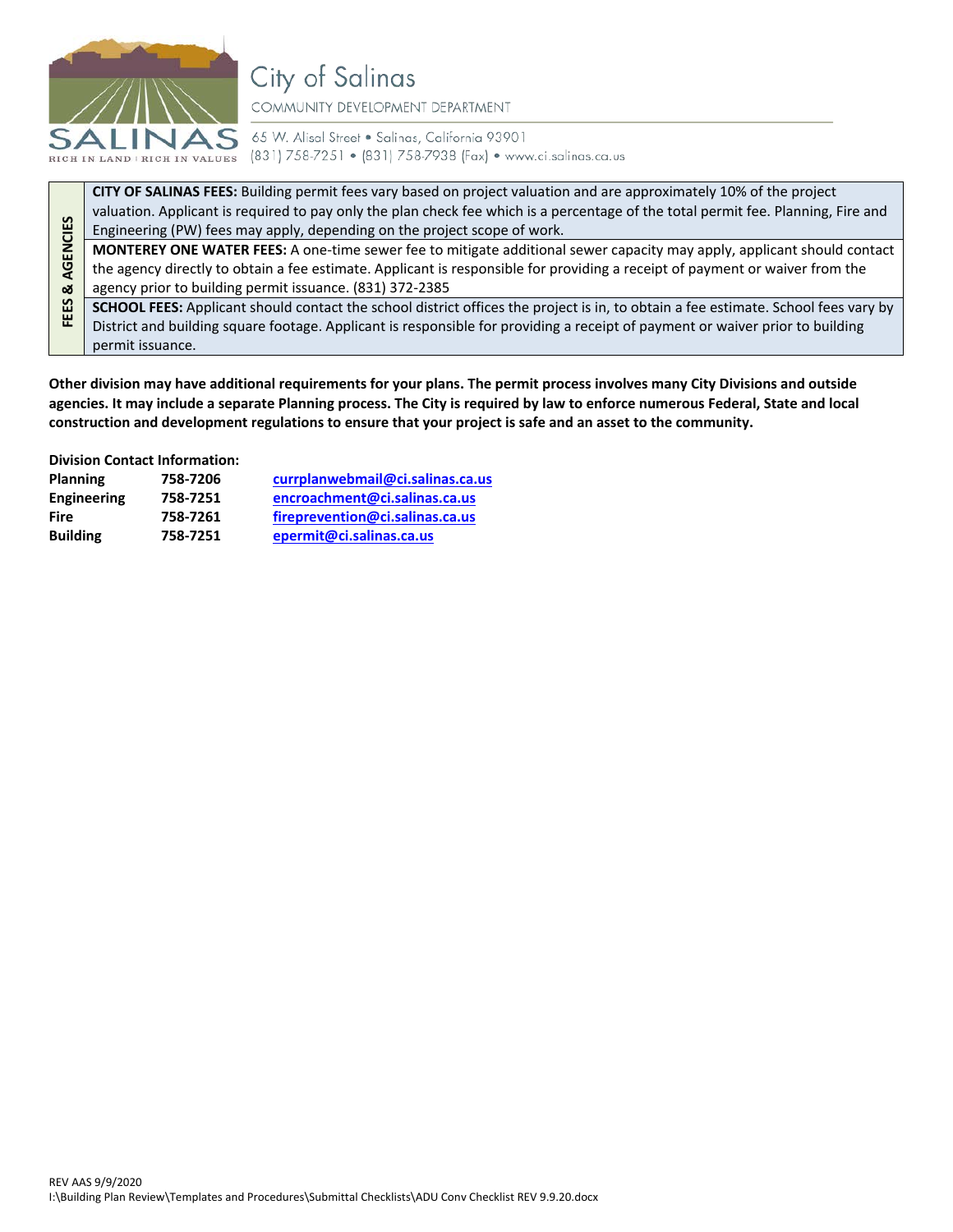City of Salinas

COMMUNITY DEVELOPMENT DEPARTMENT

65 W. Alisal Street • Salinas, California 93901
(831) 758-7251 • (831) 758-7938 (Fax) • www.ci.salinas.ca.us

| | |
|---|---|
| **FEES & AGENCIES** | **CITY OF SALINAS FEES:** Building permit fees vary based on project valuation and are approximately 10% of the project valuation. Applicant is required to pay only the plan check fee which is a percentage of the total permit fee. Planning, Fire and Engineering (PW) fees may apply, depending on the project scope of work. |
| | **MONTEREY ONE WATER FEES:** A one-time sewer fee to mitigate additional sewer capacity may apply, applicant should contact the agency directly to obtain a fee estimate. Applicant is responsible for providing a receipt of payment or waiver from the agency prior to building permit issuance. (831) 372-2385 |
| | **SCHOOL FEES:** Applicant should contact the school district offices the project is in, to obtain a fee estimate. School fees vary by District and building square footage. Applicant is responsible for providing a receipt of payment or waiver prior to building permit issuance. |

**Other division may have additional requirements for your plans. The permit process involves many City Divisions and outside agencies. It may include a separate Planning process. The City is required by law to enforce numerous Federal, State and local construction and development regulations to ensure that your project is safe and an asset to the community.**

**Division Contact Information:**

| | | |
|---|---|---|
| **Planning** | **758-7206** | **currplanwebmail@ci.salinas.ca.us** |
| **Engineering** | **758-7251** | **encroachment@ci.salinas.ca.us** |
| **Fire** | **758-7261** | **fireprevention@ci.salinas.ca.us** |
| **Building** | **758-7251** | **epermit@ci.salinas.ca.us** |

REV AAS 9/9/2020
I:\Building Plan Review\Templates and Procedures\Submittal Checklists\ADU Conv Checklist REV 9.9.20.docx